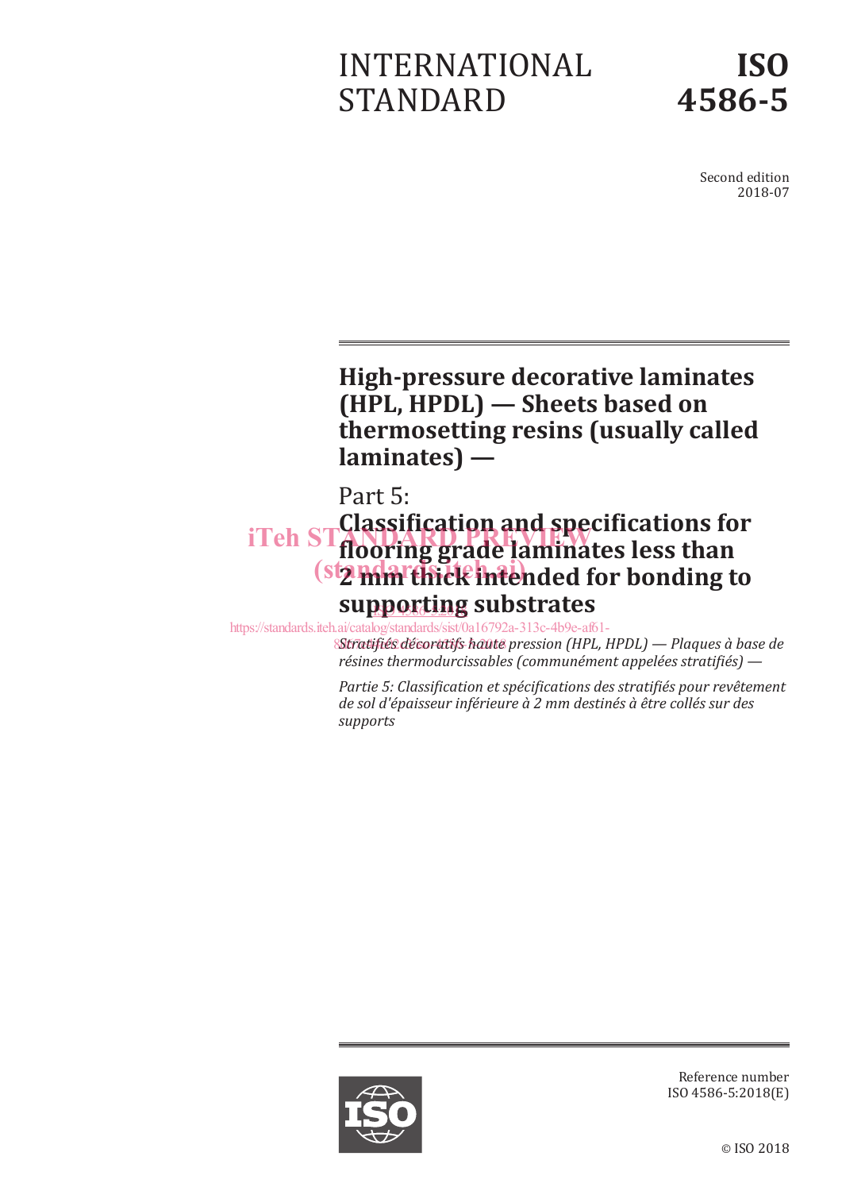# INTERNATIONAL STANDARD

# ISO 4586-5

Second edition
2018-07

## High-pressure decorative laminates (HPL, HPDL) — Sheets based on thermosetting resins (usually called laminates) —

## Part 5: Classification and specifications for flooring grade laminates less than 2 mm thick intended for bonding to supporting substrates

*Stratifiés décoratifs haute pression (HPL, HPDL) — Plaques à base de résines thermodurcissables (communément appelées stratifiés) —*

*Partie 5: Classification et spécifications des stratifiés pour revêtement de sol d'épaisseur inférieure à 2 mm destinés à être collés sur des supports*

Reference number
ISO 4586-5:2018(E)

© ISO 2018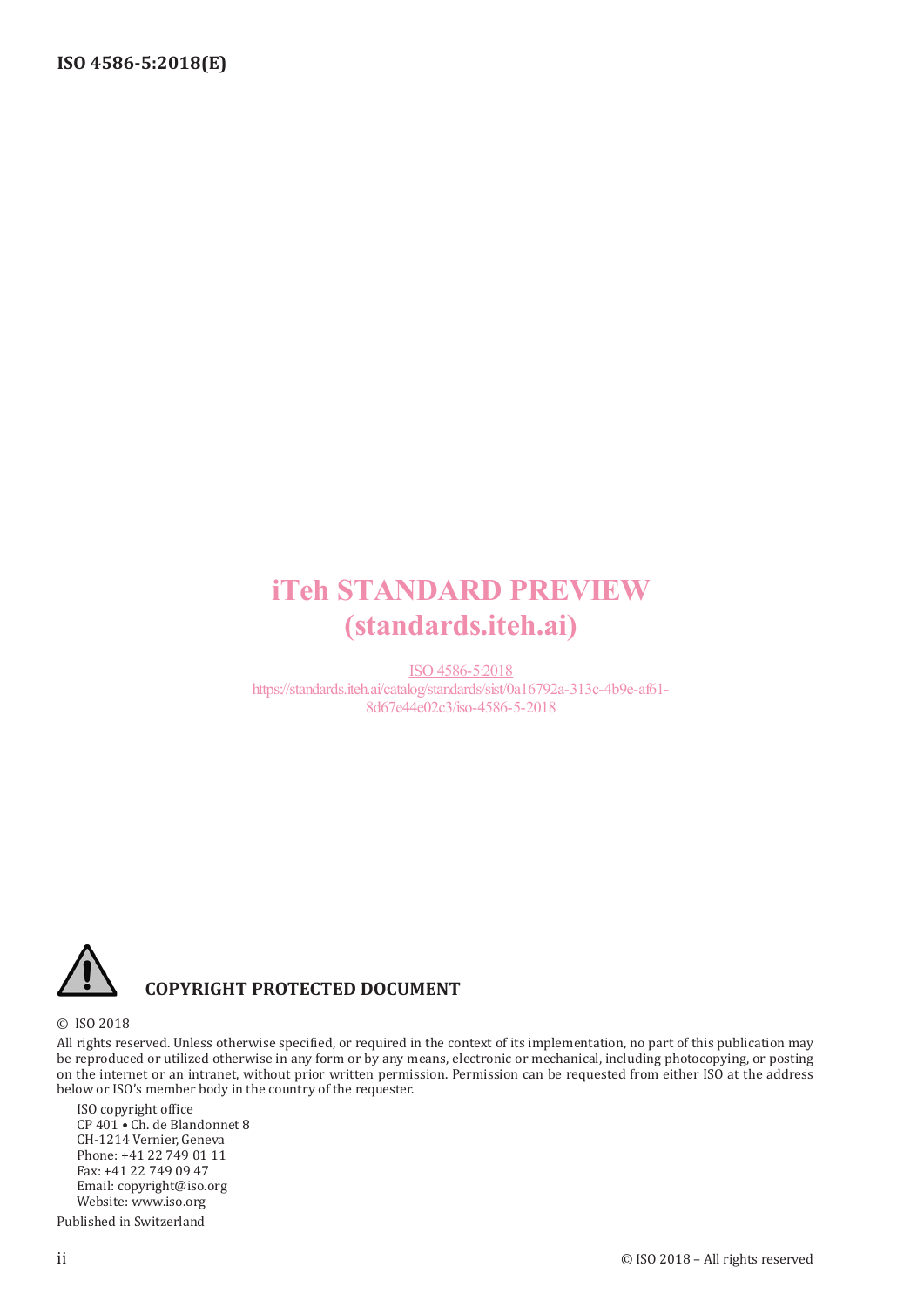iTeh STANDARD PREVIEW
(standards.iteh.ai)

ISO 4586-5:2018
https://standards.iteh.ai/catalog/standards/sist/0a16792a-313c-4b9e-af61-8d67e44e02c3/iso-4586-5-2018

**COPYRIGHT PROTECTED DOCUMENT**

© ISO 2018

All rights reserved. Unless otherwise specified, or required in the context of its implementation, no part of this publication may be reproduced or utilized otherwise in any form or by any means, electronic or mechanical, including photocopying, or posting on the internet or an intranet, without prior written permission. Permission can be requested from either ISO at the address below or ISO's member body in the country of the requester.

ISO copyright office
CP 401 • Ch. de Blandonnet 8
CH-1214 Vernier, Geneva
Phone: +41 22 749 01 11
Fax: +41 22 749 09 47
Email: copyright@iso.org
Website: www.iso.org

Published in Switzerland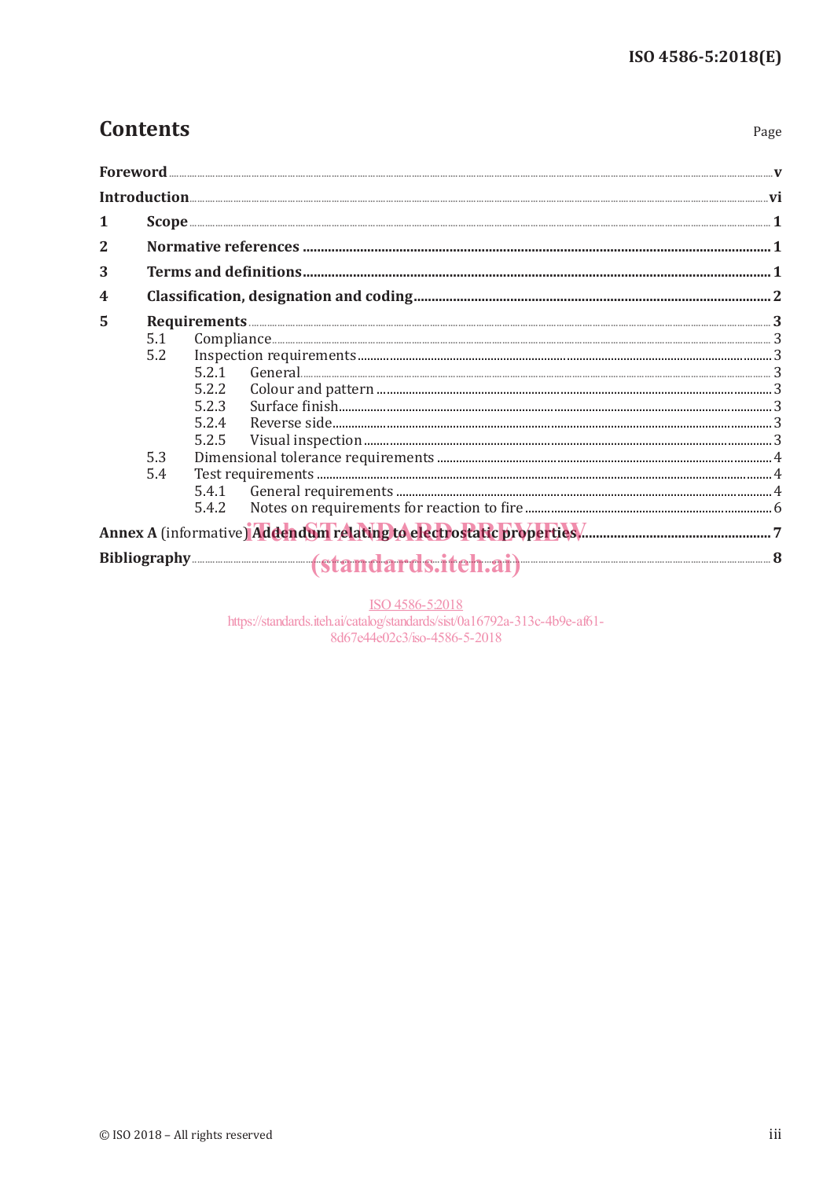# Contents

Page

| | | |
|---|---|---|
| **Foreword** | | **v** |
| **Introduction** | | **vi** |
| **1** | **Scope** | **1** |
| **2** | **Normative references** | **1** |
| **3** | **Terms and definitions** | **1** |
| **4** | **Classification, designation and coding** | **2** |
| **5** | **Requirements** | **3** |
| | 5.1 Compliance | 3 |
| | 5.2 Inspection requirements | 3 |
| | 5.2.1 General | 3 |
| | 5.2.2 Colour and pattern | 3 |
| | 5.2.3 Surface finish | 3 |
| | 5.2.4 Reverse side | 3 |
| | 5.2.5 Visual inspection | 3 |
| | 5.3 Dimensional tolerance requirements | 4 |
| | 5.4 Test requirements | 4 |
| | 5.4.1 General requirements | 4 |
| | 5.4.2 Notes on requirements for reaction to fire | 6 |
| **Annex A** (informative) **Addendum relating to electrostatic properties** | | **7** |
| **Bibliography** | | **8** |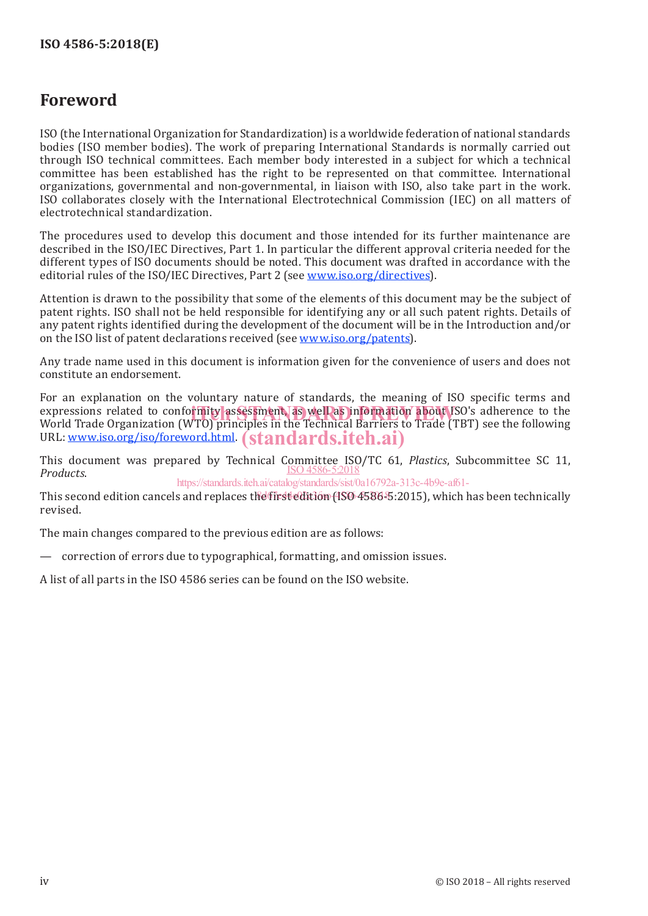# Foreword

ISO (the International Organization for Standardization) is a worldwide federation of national standards bodies (ISO member bodies). The work of preparing International Standards is normally carried out through ISO technical committees. Each member body interested in a subject for which a technical committee has been established has the right to be represented on that committee. International organizations, governmental and non-governmental, in liaison with ISO, also take part in the work. ISO collaborates closely with the International Electrotechnical Commission (IEC) on all matters of electrotechnical standardization.

The procedures used to develop this document and those intended for its further maintenance are described in the ISO/IEC Directives, Part 1. In particular the different approval criteria needed for the different types of ISO documents should be noted. This document was drafted in accordance with the editorial rules of the ISO/IEC Directives, Part 2 (see www.iso.org/directives).

Attention is drawn to the possibility that some of the elements of this document may be the subject of patent rights. ISO shall not be held responsible for identifying any or all such patent rights. Details of any patent rights identified during the development of the document will be in the Introduction and/or on the ISO list of patent declarations received (see www.iso.org/patents).

Any trade name used in this document is information given for the convenience of users and does not constitute an endorsement.

For an explanation on the voluntary nature of standards, the meaning of ISO specific terms and expressions related to conformity assessment, as well as information about ISO's adherence to the World Trade Organization (WTO) principles in the Technical Barriers to Trade (TBT) see the following URL: www.iso.org/iso/foreword.html.

This document was prepared by Technical Committee ISO/TC 61, *Plastics*, Subcommittee SC 11, *Products*.

This second edition cancels and replaces the first edition (ISO 4586-5:2015), which has been technically revised.

The main changes compared to the previous edition are as follows:

— correction of errors due to typographical, formatting, and omission issues.

A list of all parts in the ISO 4586 series can be found on the ISO website.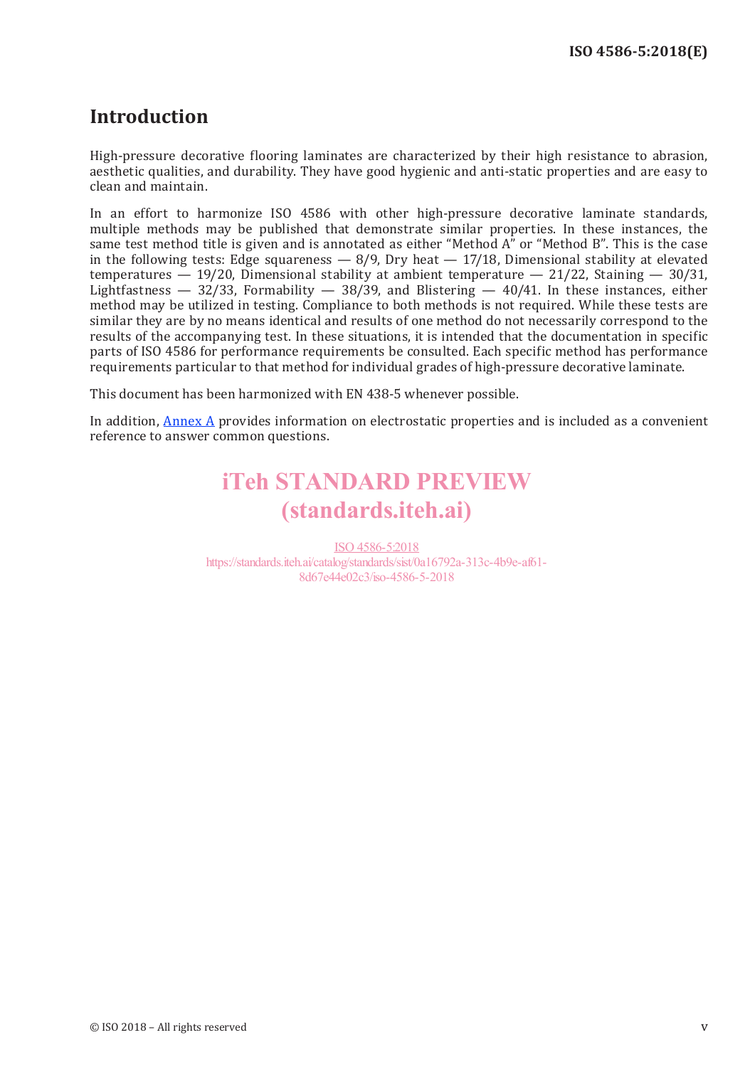# Introduction

High-pressure decorative flooring laminates are characterized by their high resistance to abrasion, aesthetic qualities, and durability. They have good hygienic and anti-static properties and are easy to clean and maintain.

In an effort to harmonize ISO 4586 with other high-pressure decorative laminate standards, multiple methods may be published that demonstrate similar properties. In these instances, the same test method title is given and is annotated as either "Method A" or "Method B". This is the case in the following tests: Edge squareness — 8/9, Dry heat — 17/18, Dimensional stability at elevated temperatures — 19/20, Dimensional stability at ambient temperature — 21/22, Staining — 30/31, Lightfastness — 32/33, Formability — 38/39, and Blistering — 40/41. In these instances, either method may be utilized in testing. Compliance to both methods is not required. While these tests are similar they are by no means identical and results of one method do not necessarily correspond to the results of the accompanying test. In these situations, it is intended that the documentation in specific parts of ISO 4586 for performance requirements be consulted. Each specific method has performance requirements particular to that method for individual grades of high-pressure decorative laminate.

This document has been harmonized with EN 438-5 whenever possible.

In addition, Annex A provides information on electrostatic properties and is included as a convenient reference to answer common questions.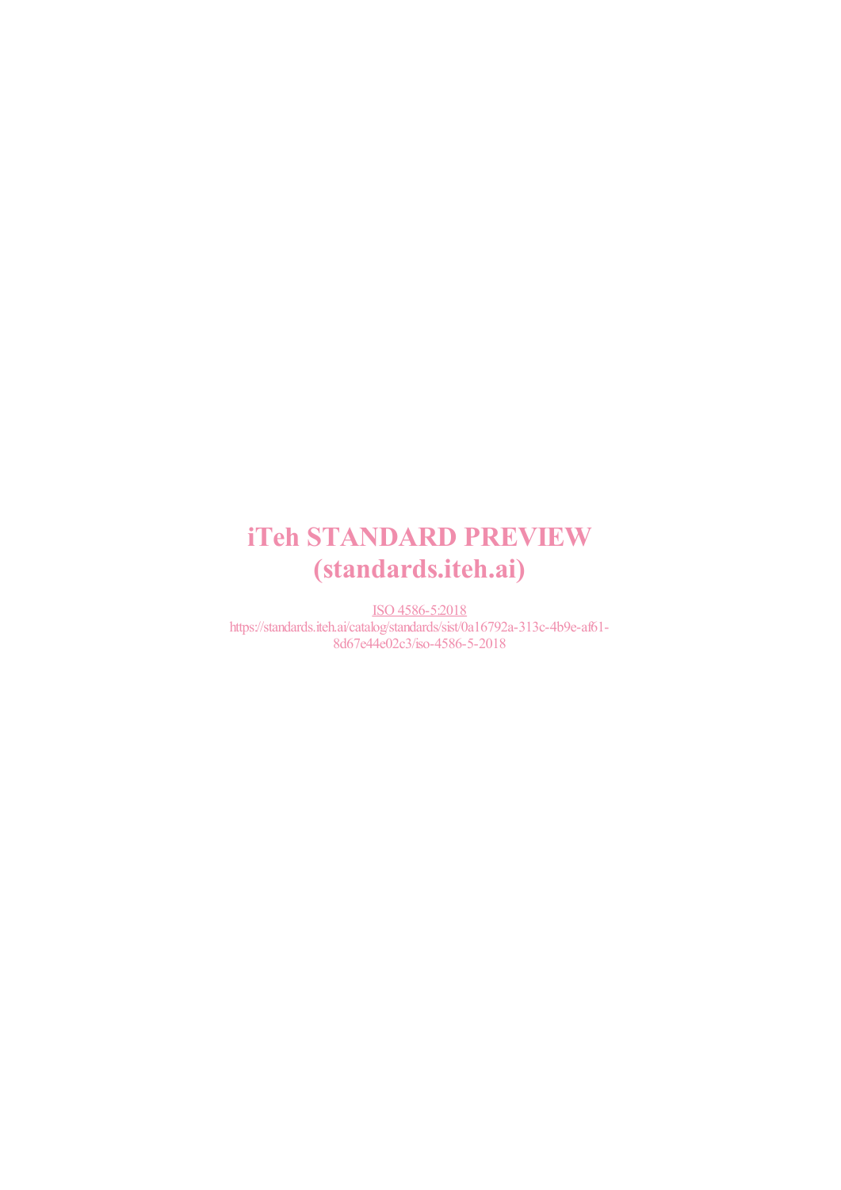iTeh STANDARD PREVIEW
(standards.iteh.ai)

ISO 4586-5:2018
https://standards.iteh.ai/catalog/standards/sist/0a16792a-313c-4b9e-af61-8d67e44e02c3/iso-4586-5-2018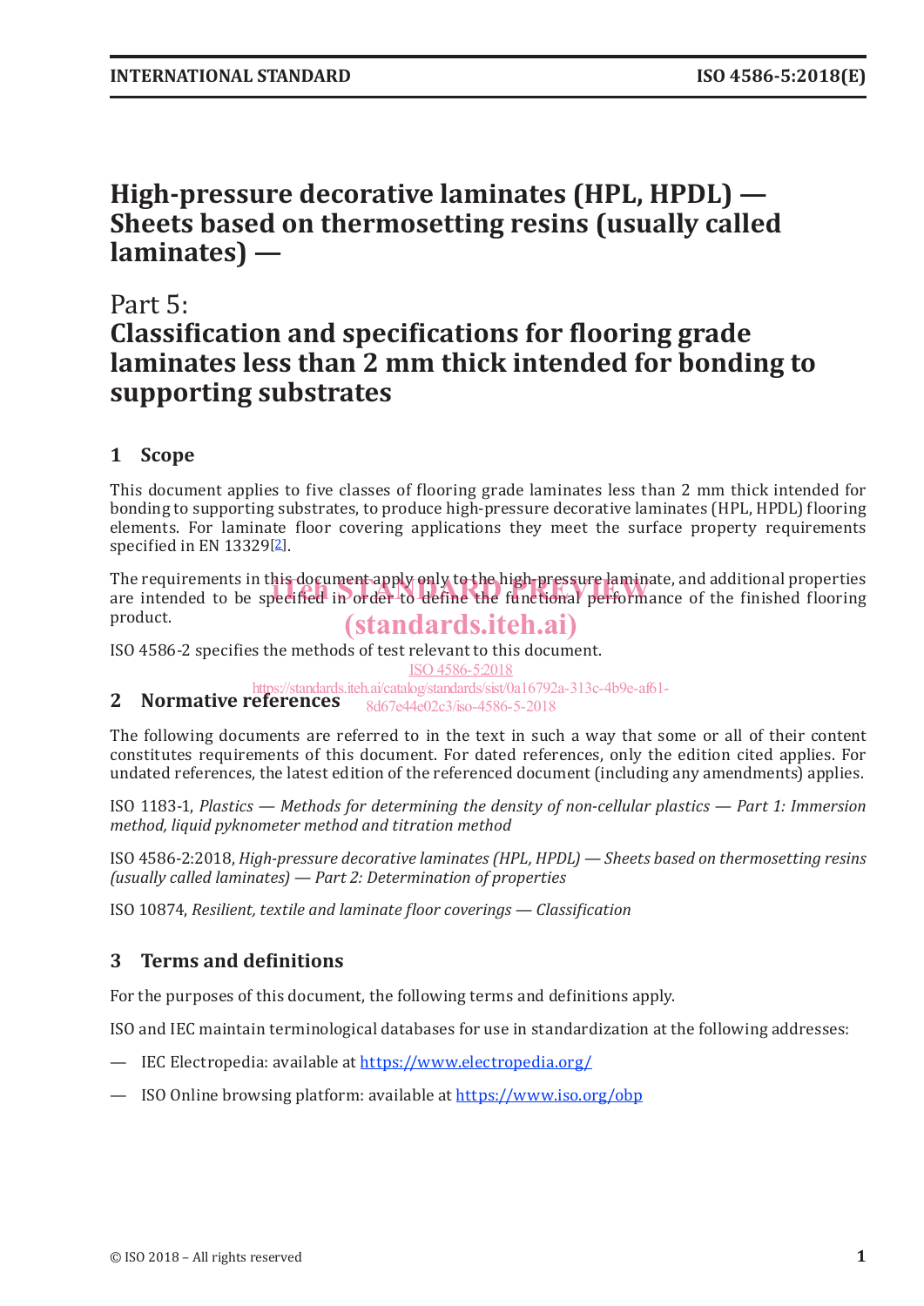# High-pressure decorative laminates (HPL, HPDL) — Sheets based on thermosetting resins (usually called laminates) —

# Part 5: Classification and specifications for flooring grade laminates less than 2 mm thick intended for bonding to supporting substrates

## 1 Scope

This document applies to five classes of flooring grade laminates less than 2 mm thick intended for bonding to supporting substrates, to produce high-pressure decorative laminates (HPL, HPDL) flooring elements. For laminate floor covering applications they meet the surface property requirements specified in EN 13329[2].

The requirements in this document apply only to the high-pressure laminate, and additional properties are intended to be specified in order to define the functional performance of the finished flooring product.

ISO 4586-2 specifies the methods of test relevant to this document.

## 2 Normative references

The following documents are referred to in the text in such a way that some or all of their content constitutes requirements of this document. For dated references, only the edition cited applies. For undated references, the latest edition of the referenced document (including any amendments) applies.

ISO 1183-1, *Plastics — Methods for determining the density of non-cellular plastics — Part 1: Immersion method, liquid pyknometer method and titration method*

ISO 4586-2:2018, *High-pressure decorative laminates (HPL, HPDL) — Sheets based on thermosetting resins (usually called laminates) — Part 2: Determination of properties*

ISO 10874, *Resilient, textile and laminate floor coverings — Classification*

## 3 Terms and definitions

For the purposes of this document, the following terms and definitions apply.

ISO and IEC maintain terminological databases for use in standardization at the following addresses:

— IEC Electropedia: available at https://www.electropedia.org/

— ISO Online browsing platform: available at https://www.iso.org/obp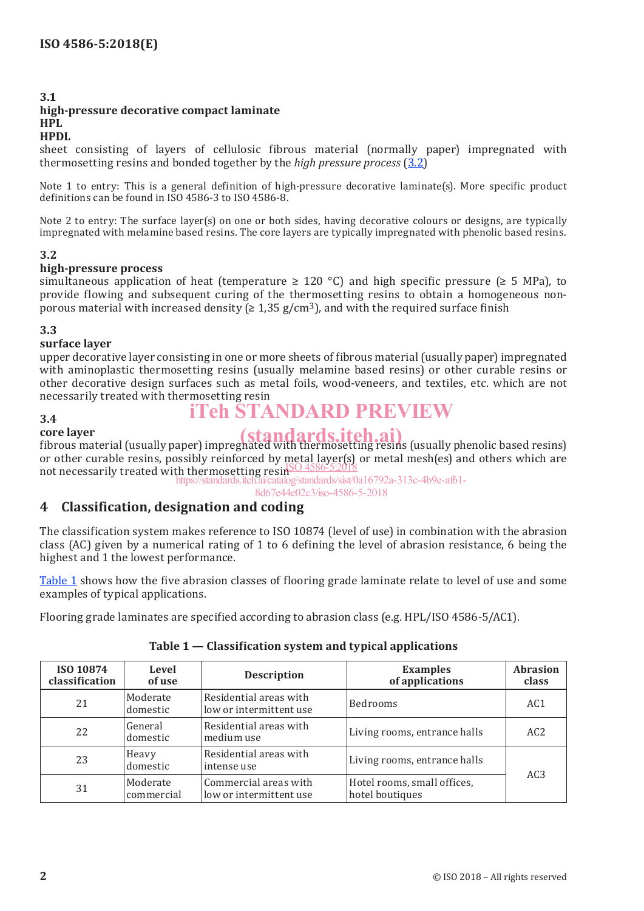### 3.1
**high-pressure decorative compact laminate**
**HPL**
**HPDL**
sheet consisting of layers of cellulosic fibrous material (normally paper) impregnated with thermosetting resins and bonded together by the *high pressure process* (3.2)

Note 1 to entry: This is a general definition of high-pressure decorative laminate(s). More specific product definitions can be found in ISO 4586-3 to ISO 4586-8.

Note 2 to entry: The surface layer(s) on one or both sides, having decorative colours or designs, are typically impregnated with melamine based resins. The core layers are typically impregnated with phenolic based resins.

### 3.2
**high-pressure process**
simultaneous application of heat (temperature ≥ 120 °C) and high specific pressure (≥ 5 MPa), to provide flowing and subsequent curing of the thermosetting resins to obtain a homogeneous non-porous material with increased density (≥ 1,35 g/cm$^3$), and with the required surface finish

### 3.3
**surface layer**
upper decorative layer consisting in one or more sheets of fibrous material (usually paper) impregnated with aminoplastic thermosetting resins (usually melamine based resins) or other curable resins or other decorative design surfaces such as metal foils, wood-veneers, and textiles, etc. which are not necessarily treated with thermosetting resin

### 3.4
**core layer**
fibrous material (usually paper) impregnated with thermosetting resins (usually phenolic based resins) or other curable resins, possibly reinforced by metal layer(s) or metal mesh(es) and others which are not necessarily treated with thermosetting resin

## 4 Classification, designation and coding

The classification system makes reference to ISO 10874 (level of use) in combination with the abrasion class (AC) given by a numerical rating of 1 to 6 defining the level of abrasion resistance, 6 being the highest and 1 the lowest performance.

Table 1 shows how the five abrasion classes of flooring grade laminate relate to level of use and some examples of typical applications.

Flooring grade laminates are specified according to abrasion class (e.g. HPL/ISO 4586-5/AC1).

**Table 1 — Classification system and typical applications**

| ISO 10874 classification | Level of use | Description | Examples of applications | Abrasion class |
|---|---|---|---|---|
| 21 | Moderate domestic | Residential areas with low or intermittent use | Bedrooms | AC1 |
| 22 | General domestic | Residential areas with medium use | Living rooms, entrance halls | AC2 |
| 23 | Heavy domestic | Residential areas with intense use | Living rooms, entrance halls | AC3 |
| 31 | Moderate commercial | Commercial areas with low or intermittent use | Hotel rooms, small offices, hotel boutiques | |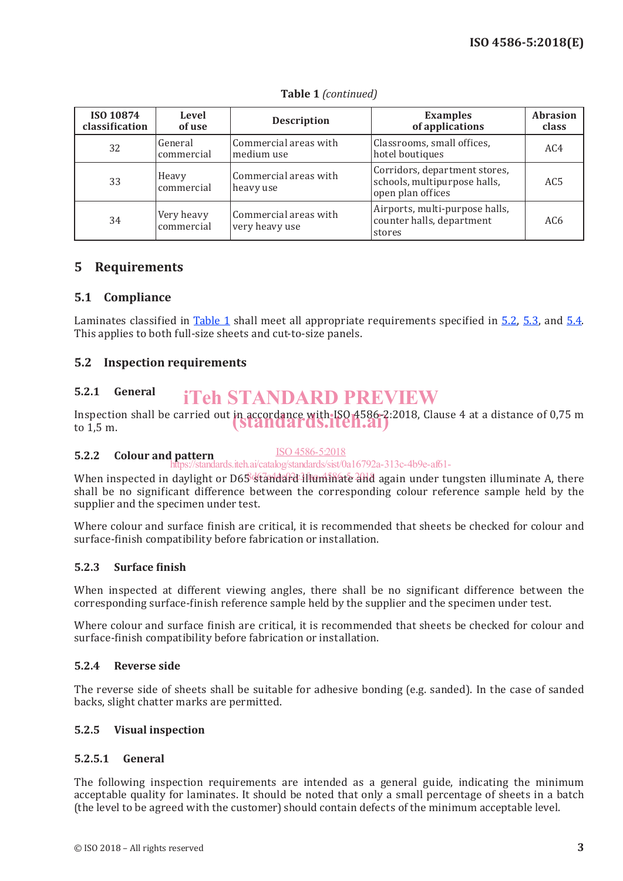**Table 1** *(continued)*

| ISO 10874 classification | Level of use | Description | Examples of applications | Abrasion class |
|---|---|---|---|---|
| 32 | General commercial | Commercial areas with medium use | Classrooms, small offices, hotel boutiques | AC4 |
| 33 | Heavy commercial | Commercial areas with heavy use | Corridors, department stores, schools, multipurpose halls, open plan offices | AC5 |
| 34 | Very heavy commercial | Commercial areas with very heavy use | Airports, multi-purpose halls, counter halls, department stores | AC6 |

## 5 Requirements

### 5.1 Compliance

Laminates classified in Table 1 shall meet all appropriate requirements specified in 5.2, 5.3, and 5.4. This applies to both full-size sheets and cut-to-size panels.

### 5.2 Inspection requirements

#### 5.2.1 General

Inspection shall be carried out in accordance with ISO 4586-2:2018, Clause 4 at a distance of 0,75 m to 1,5 m.

#### 5.2.2 Colour and pattern

When inspected in daylight or D65 standard illuminate and again under tungsten illuminate A, there shall be no significant difference between the corresponding colour reference sample held by the supplier and the specimen under test.

Where colour and surface finish are critical, it is recommended that sheets be checked for colour and surface-finish compatibility before fabrication or installation.

#### 5.2.3 Surface finish

When inspected at different viewing angles, there shall be no significant difference between the corresponding surface-finish reference sample held by the supplier and the specimen under test.

Where colour and surface finish are critical, it is recommended that sheets be checked for colour and surface-finish compatibility before fabrication or installation.

#### 5.2.4 Reverse side

The reverse side of sheets shall be suitable for adhesive bonding (e.g. sanded). In the case of sanded backs, slight chatter marks are permitted.

#### 5.2.5 Visual inspection

##### 5.2.5.1 General

The following inspection requirements are intended as a general guide, indicating the minimum acceptable quality for laminates. It should be noted that only a small percentage of sheets in a batch (the level to be agreed with the customer) should contain defects of the minimum acceptable level.